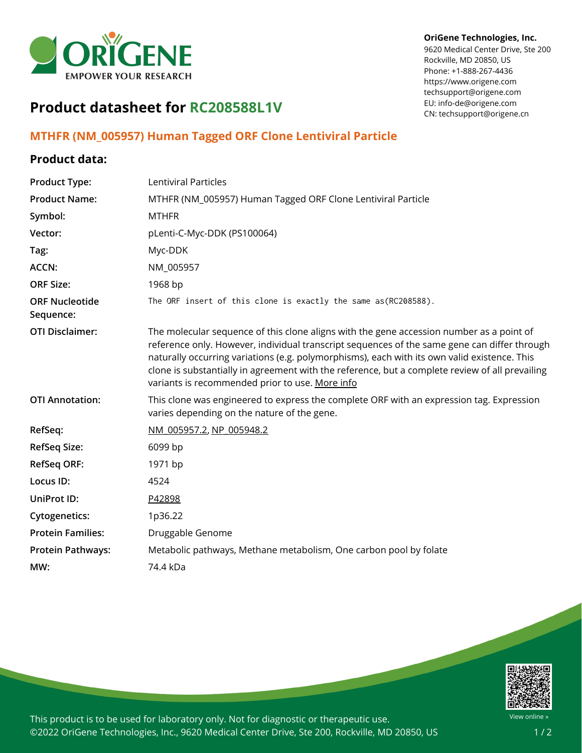OriGene Technologies, Inc.
9620 Medical Center Drive, Ste 200
Rockville, MD 20850, US
Phone: +1-888-267-4436
https://www.origene.com
techsupport@origene.com
EU: info-de@origene.com
CN: techsupport@origene.cn

# Product datasheet for RC208588L1V

## MTHFR (NM_005957) Human Tagged ORF Clone Lentiviral Particle

### Product data:

| | |
|---|---|
| **Product Type:** | Lentiviral Particles |
| **Product Name:** | MTHFR (NM_005957) Human Tagged ORF Clone Lentiviral Particle |
| **Symbol:** | MTHFR |
| **Vector:** | pLenti-C-Myc-DDK (PS100064) |
| **Tag:** | Myc-DDK |
| **ACCN:** | NM_005957 |
| **ORF Size:** | 1968 bp |
| **ORF Nucleotide Sequence:** | The ORF insert of this clone is exactly the same as(RC208588). |
| **OTI Disclaimer:** | The molecular sequence of this clone aligns with the gene accession number as a point of reference only. However, individual transcript sequences of the same gene can differ through naturally occurring variations (e.g. polymorphisms), each with its own valid existence. This clone is substantially in agreement with the reference, but a complete review of all prevailing variants is recommended prior to use. More info |
| **OTI Annotation:** | This clone was engineered to express the complete ORF with an expression tag. Expression varies depending on the nature of the gene. |
| **RefSeq:** | NM_005957.2, NP_005948.2 |
| **RefSeq Size:** | 6099 bp |
| **RefSeq ORF:** | 1971 bp |
| **Locus ID:** | 4524 |
| **UniProt ID:** | P42898 |
| **Cytogenetics:** | 1p36.22 |
| **Protein Families:** | Druggable Genome |
| **Protein Pathways:** | Metabolic pathways, Methane metabolism, One carbon pool by folate |
| **MW:** | 74.4 kDa |

This product is to be used for laboratory only. Not for diagnostic or therapeutic use.
©2022 OriGene Technologies, Inc., 9620 Medical Center Drive, Ste 200, Rockville, MD 20850, US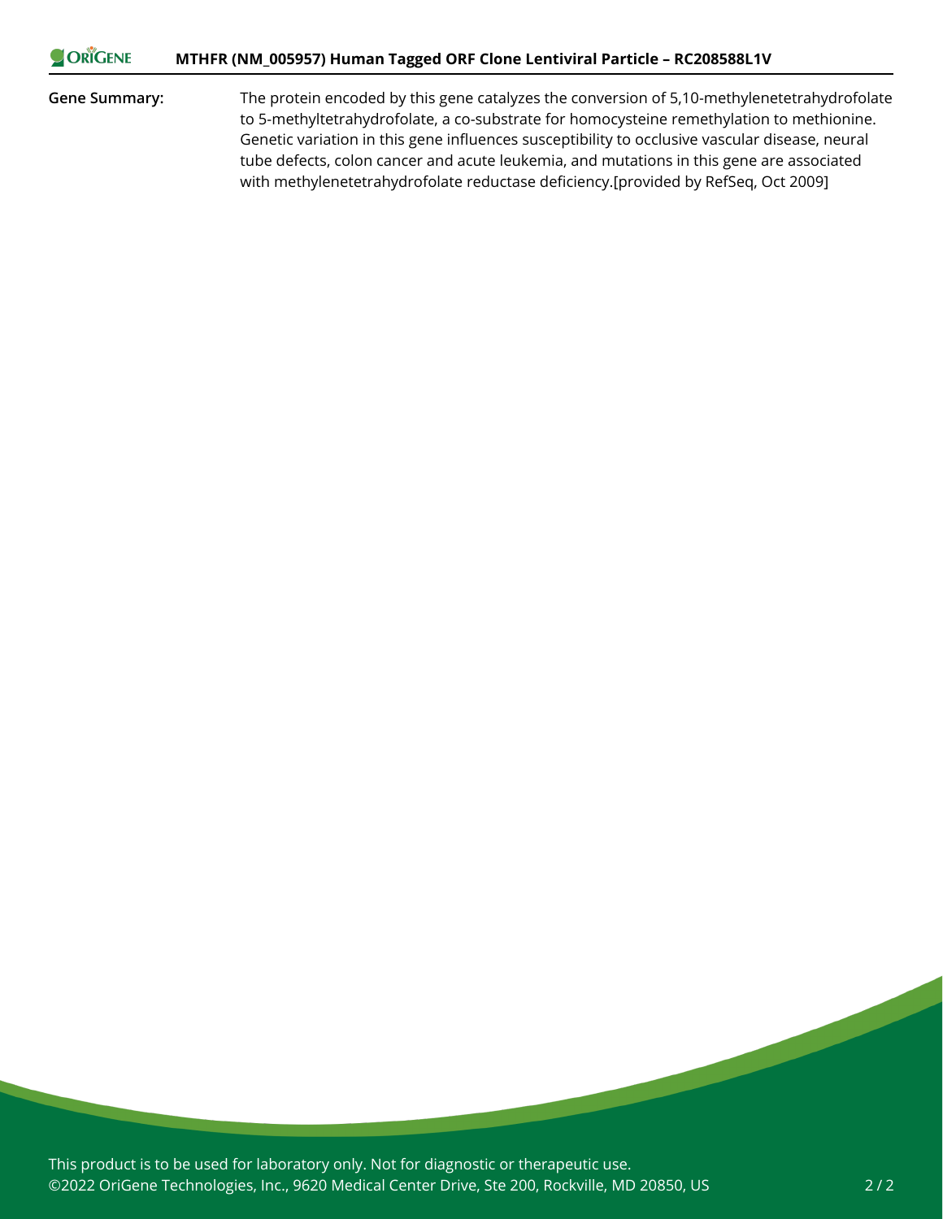**Gene Summary:** The protein encoded by this gene catalyzes the conversion of 5,10-methylenetetrahydrofolate to 5-methyltetrahydrofolate, a co-substrate for homocysteine remethylation to methionine. Genetic variation in this gene influences susceptibility to occlusive vascular disease, neural tube defects, colon cancer and acute leukemia, and mutations in this gene are associated with methylenetetrahydrofolate reductase deficiency.[provided by RefSeq, Oct 2009]